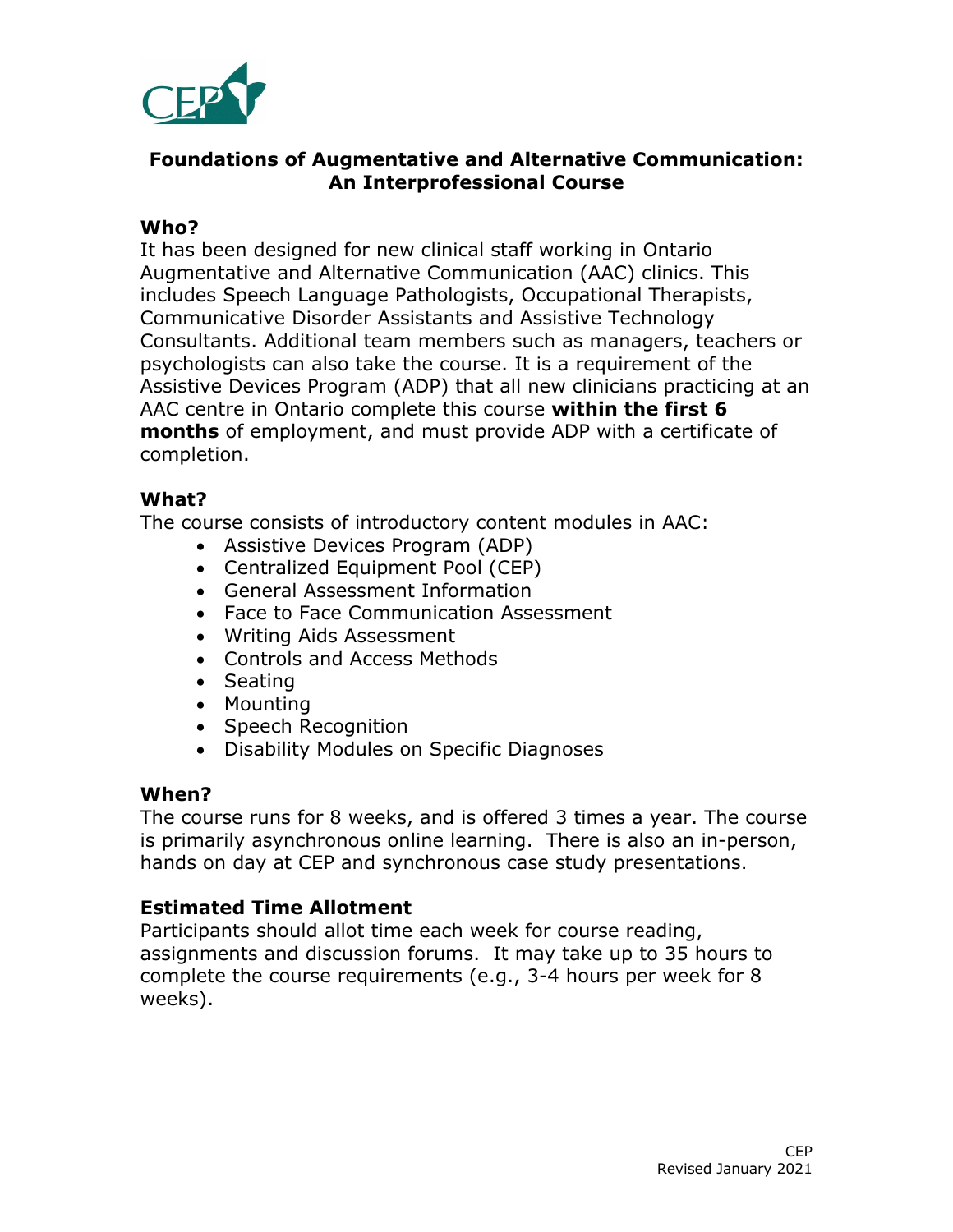# Foundations of Augmentative and Alternative Communication: An Interprofessional Course

## Who?

It has been designed for new clinical staff working in Ontario Augmentative and Alternative Communication (AAC) clinics. This includes Speech Language Pathologists, Occupational Therapists, Communicative Disorder Assistants and Assistive Technology Consultants. Additional team members such as managers, teachers or psychologists can also take the course. It is a requirement of the Assistive Devices Program (ADP) that all new clinicians practicing at an AAC centre in Ontario complete this course **within the first 6 months** of employment, and must provide ADP with a certificate of completion.

## What?

The course consists of introductory content modules in AAC:

- Assistive Devices Program (ADP)
- Centralized Equipment Pool (CEP)
- General Assessment Information
- Face to Face Communication Assessment
- Writing Aids Assessment
- Controls and Access Methods
- Seating
- Mounting
- Speech Recognition
- Disability Modules on Specific Diagnoses

## When?

The course runs for 8 weeks, and is offered 3 times a year. The course is primarily asynchronous online learning. There is also an in-person, hands on day at CEP and synchronous case study presentations.

## Estimated Time Allotment

Participants should allot time each week for course reading, assignments and discussion forums. It may take up to 35 hours to complete the course requirements (e.g., 3-4 hours per week for 8 weeks).

CEP
Revised January 2021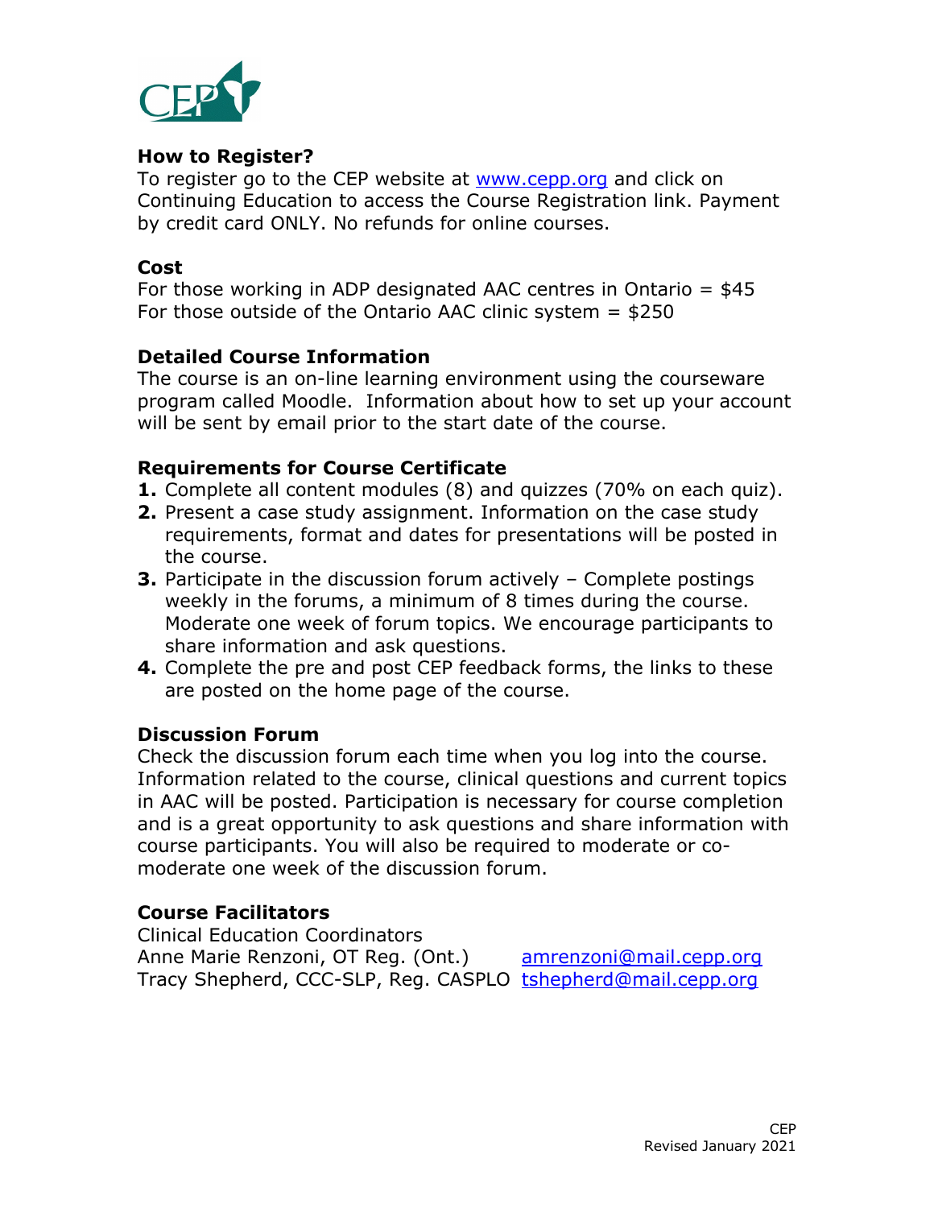### How to Register?

To register go to the CEP website at www.cepp.org and click on Continuing Education to access the Course Registration link. Payment by credit card ONLY. No refunds for online courses.

### Cost

For those working in ADP designated AAC centres in Ontario = $45
For those outside of the Ontario AAC clinic system = $250

### Detailed Course Information

The course is an on-line learning environment using the courseware program called Moodle. Information about how to set up your account will be sent by email prior to the start date of the course.

### Requirements for Course Certificate

1. Complete all content modules (8) and quizzes (70% on each quiz).
2. Present a case study assignment. Information on the case study requirements, format and dates for presentations will be posted in the course.
3. Participate in the discussion forum actively – Complete postings weekly in the forums, a minimum of 8 times during the course. Moderate one week of forum topics. We encourage participants to share information and ask questions.
4. Complete the pre and post CEP feedback forms, the links to these are posted on the home page of the course.

### Discussion Forum

Check the discussion forum each time when you log into the course. Information related to the course, clinical questions and current topics in AAC will be posted. Participation is necessary for course completion and is a great opportunity to ask questions and share information with course participants. You will also be required to moderate or co-moderate one week of the discussion forum.

### Course Facilitators

Clinical Education Coordinators
Anne Marie Renzoni, OT Reg. (Ont.) amrenzoni@mail.cepp.org
Tracy Shepherd, CCC-SLP, Reg. CASPLO tshepherd@mail.cepp.org

CEP
Revised January 2021